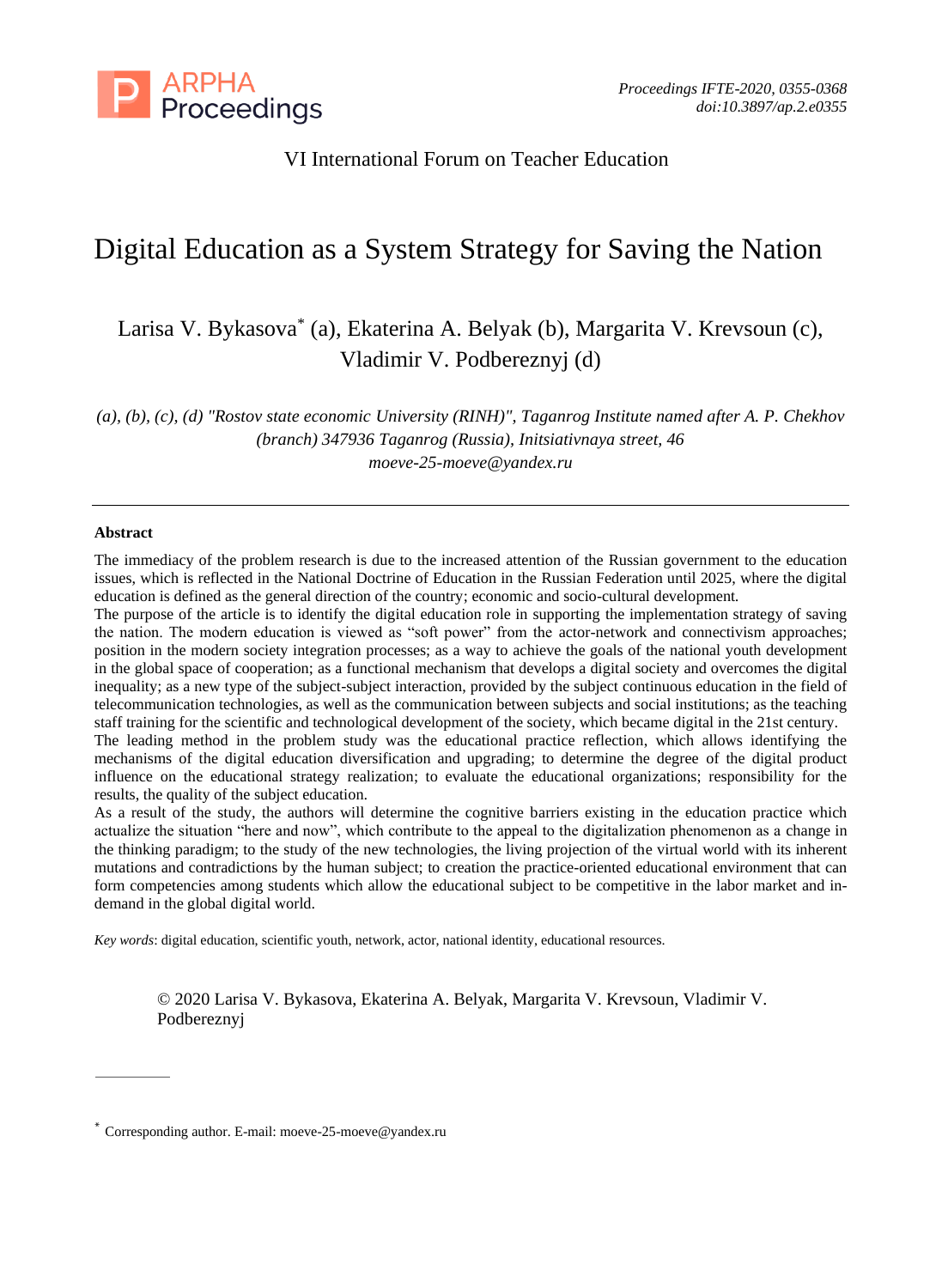VI International Forum on Teacher Education

# Digital Education as a System Strategy for Saving the Nation

Larisa V. Bykasova* (a), Ekaterina A. Belyak (b), Margarita V. Krevsoun (c), Vladimir V. Podbereznyj (d)

*(a), (b), (c), (d) "Rostov state economic University (RINH)", Taganrog Institute named after A. P. Chekhov (branch) 347936 Taganrog (Russia), Initsiativnaya street, 46*
*moeve-25-moeve@yandex.ru*

---

**Abstract**

The immediacy of the problem research is due to the increased attention of the Russian government to the education issues, which is reflected in the National Doctrine of Education in the Russian Federation until 2025, where the digital education is defined as the general direction of the country; economic and socio-cultural development.
The purpose of the article is to identify the digital education role in supporting the implementation strategy of saving the nation. The modern education is viewed as "soft power" from the actor-network and connectivism approaches; position in the modern society integration processes; as a way to achieve the goals of the national youth development in the global space of cooperation; as a functional mechanism that develops a digital society and overcomes the digital inequality; as a new type of the subject-subject interaction, provided by the subject continuous education in the field of telecommunication technologies, as well as the communication between subjects and social institutions; as the teaching staff training for the scientific and technological development of the society, which became digital in the 21st century.
The leading method in the problem study was the educational practice reflection, which allows identifying the mechanisms of the digital education diversification and upgrading; to determine the degree of the digital product influence on the educational strategy realization; to evaluate the educational organizations; responsibility for the results, the quality of the subject education.
As a result of the study, the authors will determine the cognitive barriers existing in the education practice which actualize the situation "here and now", which contribute to the appeal to the digitalization phenomenon as a change in the thinking paradigm; to the study of the new technologies, the living projection of the virtual world with its inherent mutations and contradictions by the human subject; to creation the practice-oriented educational environment that can form competencies among students which allow the educational subject to be competitive in the labor market and in-demand in the global digital world.

*Key words*: digital education, scientific youth, network, actor, national identity, educational resources.

© 2020 Larisa V. Bykasova, Ekaterina A. Belyak, Margarita V. Krevsoun, Vladimir V. Podbereznyj

---

* Corresponding author. E-mail: moeve-25-moeve@yandex.ru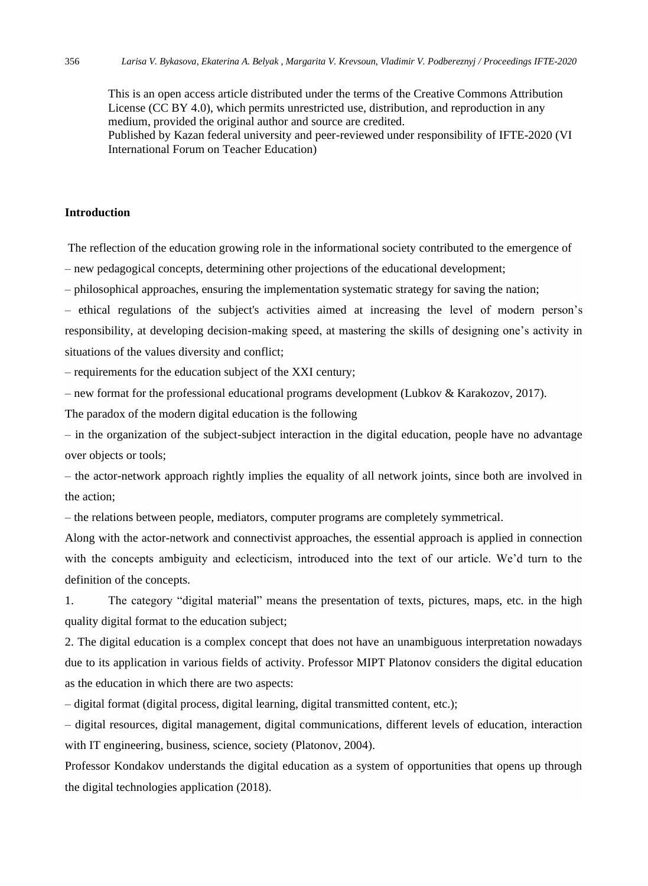This is an open access article distributed under the terms of the Creative Commons Attribution License (CC BY 4.0), which permits unrestricted use, distribution, and reproduction in any medium, provided the original author and source are credited.
Published by Kazan federal university and peer-reviewed under responsibility of IFTE-2020 (VI International Forum on Teacher Education)

## Introduction

The reflection of the education growing role in the informational society contributed to the emergence of

– new pedagogical concepts, determining other projections of the educational development;

– philosophical approaches, ensuring the implementation systematic strategy for saving the nation;

– ethical regulations of the subject's activities aimed at increasing the level of modern person's responsibility, at developing decision-making speed, at mastering the skills of designing one's activity in situations of the values diversity and conflict;

– requirements for the education subject of the XXI century;

– new format for the professional educational programs development (Lubkov & Karakozov, 2017).

The paradox of the modern digital education is the following

– in the organization of the subject-subject interaction in the digital education, people have no advantage over objects or tools;

– the actor-network approach rightly implies the equality of all network joints, since both are involved in the action;

– the relations between people, mediators, computer programs are completely symmetrical.

Along with the actor-network and connectivist approaches, the essential approach is applied in connection with the concepts ambiguity and eclecticism, introduced into the text of our article. We'd turn to the definition of the concepts.

1. The category "digital material" means the presentation of texts, pictures, maps, etc. in the high quality digital format to the education subject;

2. The digital education is a complex concept that does not have an unambiguous interpretation nowadays due to its application in various fields of activity. Professor MIPT Platonov considers the digital education as the education in which there are two aspects:

– digital format (digital process, digital learning, digital transmitted content, etc.);

– digital resources, digital management, digital communications, different levels of education, interaction with IT engineering, business, science, society (Platonov, 2004).

Professor Kondakov understands the digital education as a system of opportunities that opens up through the digital technologies application (2018).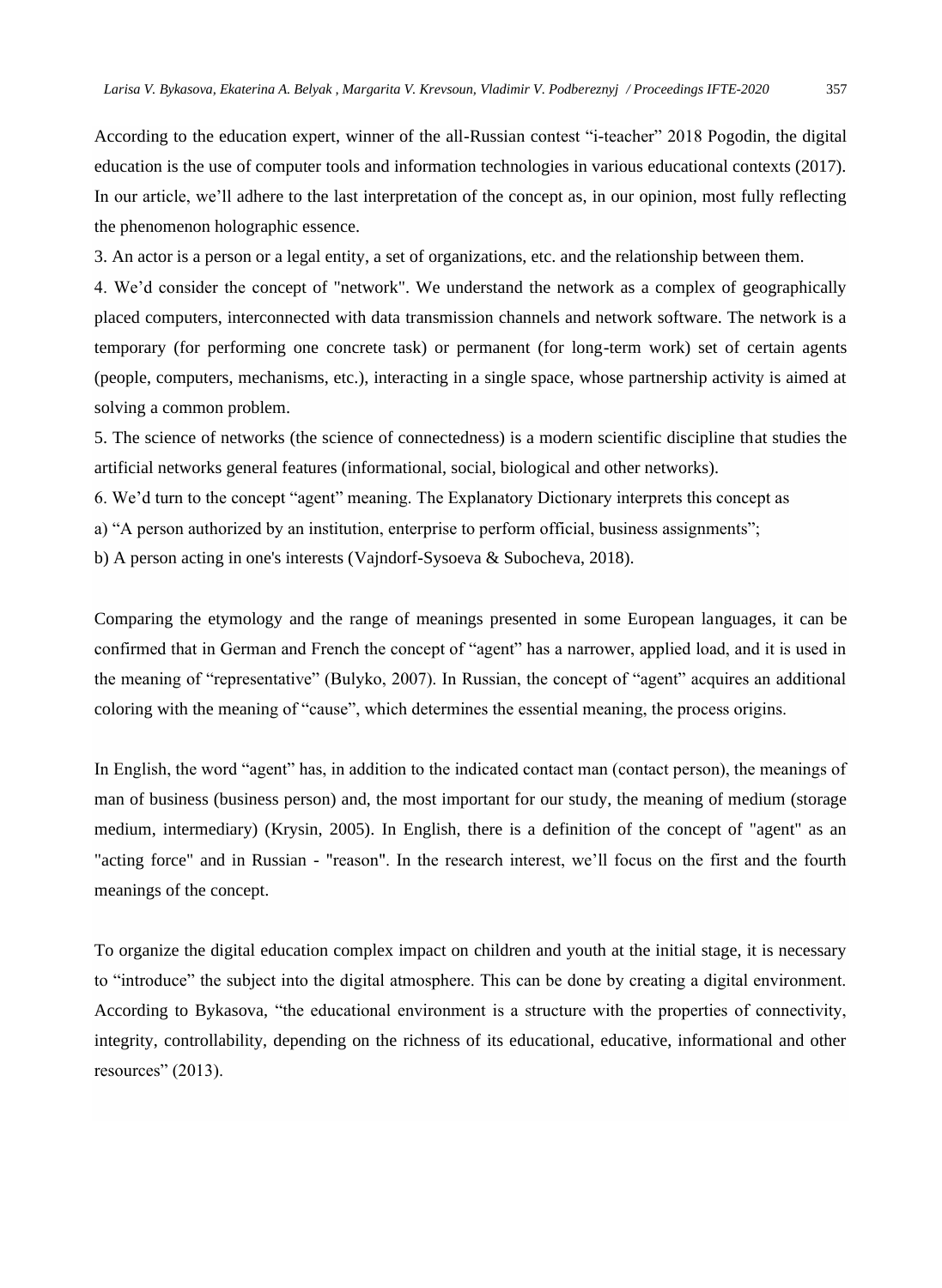According to the education expert, winner of the all-Russian contest “i-teacher” 2018 Pogodin, the digital education is the use of computer tools and information technologies in various educational contexts (2017). In our article, we’ll adhere to the last interpretation of the concept as, in our opinion, most fully reflecting the phenomenon holographic essence.

3. An actor is a person or a legal entity, a set of organizations, etc. and the relationship between them.

4. We’d consider the concept of "network". We understand the network as a complex of geographically placed computers, interconnected with data transmission channels and network software. The network is a temporary (for performing one concrete task) or permanent (for long-term work) set of certain agents (people, computers, mechanisms, etc.), interacting in a single space, whose partnership activity is aimed at solving a common problem.

5. The science of networks (the science of connectedness) is a modern scientific discipline that studies the artificial networks general features (informational, social, biological and other networks).

6. We’d turn to the concept “agent” meaning. The Explanatory Dictionary interprets this concept as

a) “A person authorized by an institution, enterprise to perform official, business assignments”;

b) A person acting in one's interests (Vajndorf-Sysoeva & Subocheva, 2018).

Comparing the etymology and the range of meanings presented in some European languages, it can be confirmed that in German and French the concept of “agent” has a narrower, applied load, and it is used in the meaning of “representative” (Bulyko, 2007). In Russian, the concept of “agent” acquires an additional coloring with the meaning of “cause”, which determines the essential meaning, the process origins.

In English, the word “agent” has, in addition to the indicated contact man (contact person), the meanings of man of business (business person) and, the most important for our study, the meaning of medium (storage medium, intermediary) (Krysin, 2005). In English, there is a definition of the concept of "agent" as an "acting force" and in Russian - "reason". In the research interest, we’ll focus on the first and the fourth meanings of the concept.

To organize the digital education complex impact on children and youth at the initial stage, it is necessary to “introduce” the subject into the digital atmosphere. This can be done by creating a digital environment. According to Bykasova, “the educational environment is a structure with the properties of connectivity, integrity, controllability, depending on the richness of its educational, educative, informational and other resources” (2013).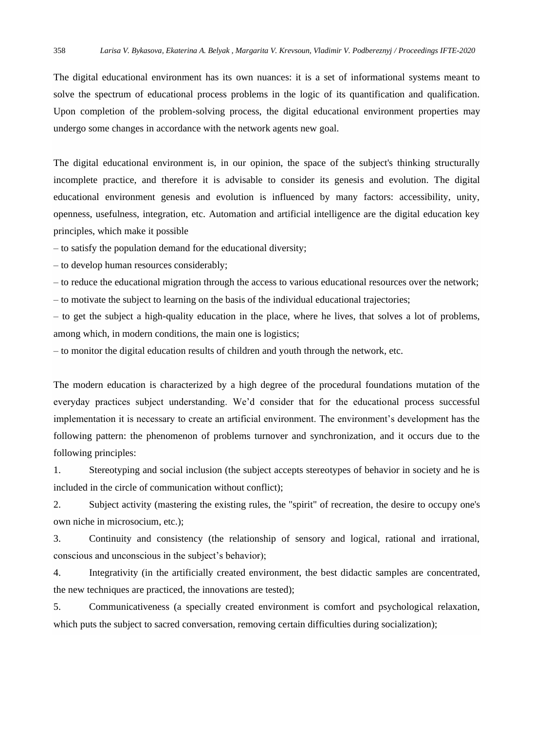The digital educational environment has its own nuances: it is a set of informational systems meant to solve the spectrum of educational process problems in the logic of its quantification and qualification. Upon completion of the problem-solving process, the digital educational environment properties may undergo some changes in accordance with the network agents new goal.

The digital educational environment is, in our opinion, the space of the subject's thinking structurally incomplete practice, and therefore it is advisable to consider its genesis and evolution. The digital educational environment genesis and evolution is influenced by many factors: accessibility, unity, openness, usefulness, integration, etc. Automation and artificial intelligence are the digital education key principles, which make it possible

– to satisfy the population demand for the educational diversity;

– to develop human resources considerably;

– to reduce the educational migration through the access to various educational resources over the network;

– to motivate the subject to learning on the basis of the individual educational trajectories;

– to get the subject a high-quality education in the place, where he lives, that solves a lot of problems, among which, in modern conditions, the main one is logistics;

– to monitor the digital education results of children and youth through the network, etc.

The modern education is characterized by a high degree of the procedural foundations mutation of the everyday practices subject understanding. We'd consider that for the educational process successful implementation it is necessary to create an artificial environment. The environment's development has the following pattern: the phenomenon of problems turnover and synchronization, and it occurs due to the following principles:

1. Stereotyping and social inclusion (the subject accepts stereotypes of behavior in society and he is included in the circle of communication without conflict);
2. Subject activity (mastering the existing rules, the "spirit" of recreation, the desire to occupy one's own niche in microsocium, etc.);
3. Continuity and consistency (the relationship of sensory and logical, rational and irrational, conscious and unconscious in the subject's behavior);
4. Integrativity (in the artificially created environment, the best didactic samples are concentrated, the new techniques are practiced, the innovations are tested);
5. Communicativeness (a specially created environment is comfort and psychological relaxation, which puts the subject to sacred conversation, removing certain difficulties during socialization);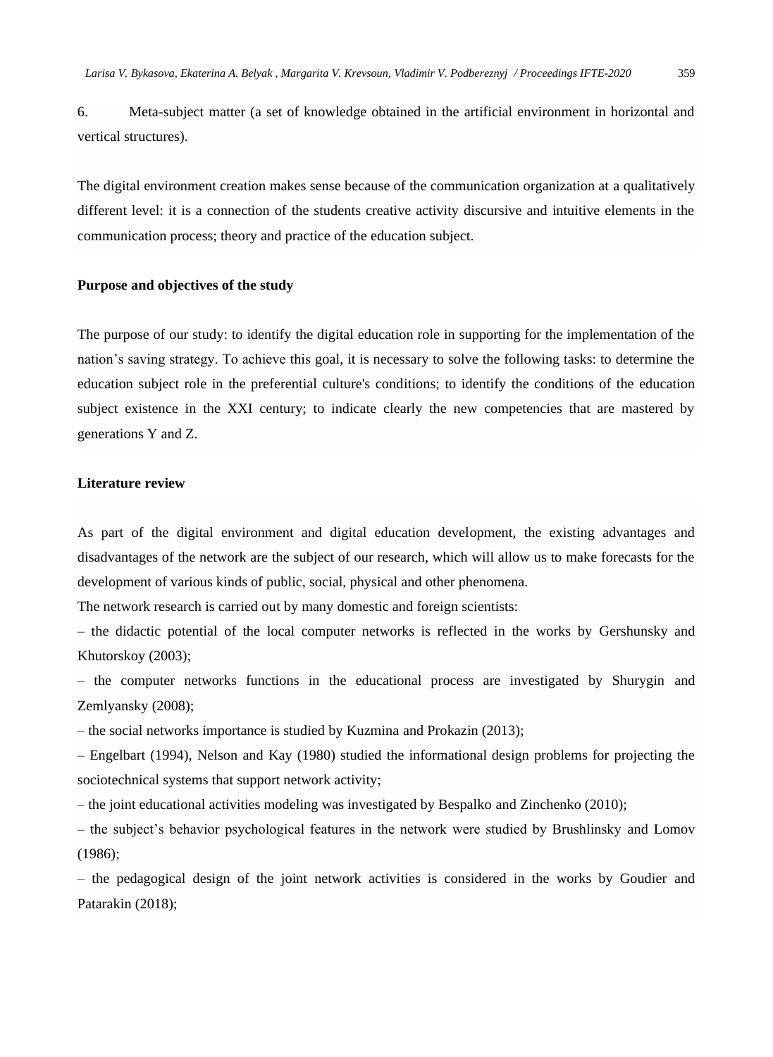6. Meta-subject matter (a set of knowledge obtained in the artificial environment in horizontal and vertical structures).

The digital environment creation makes sense because of the communication organization at a qualitatively different level: it is a connection of the students creative activity discursive and intuitive elements in the communication process; theory and practice of the education subject.

**Purpose and objectives of the study**

The purpose of our study: to identify the digital education role in supporting for the implementation of the nation's saving strategy. To achieve this goal, it is necessary to solve the following tasks: to determine the education subject role in the preferential culture's conditions; to identify the conditions of the education subject existence in the XXI century; to indicate clearly the new competencies that are mastered by generations Y and Z.

**Literature review**

As part of the digital environment and digital education development, the existing advantages and disadvantages of the network are the subject of our research, which will allow us to make forecasts for the development of various kinds of public, social, physical and other phenomena.

The network research is carried out by many domestic and foreign scientists:

– the didactic potential of the local computer networks is reflected in the works by Gershunsky and Khutorskoy (2003);

– the computer networks functions in the educational process are investigated by Shurygin and Zemlyansky (2008);

– the social networks importance is studied by Kuzmina and Prokazin (2013);

– Engelbart (1994), Nelson and Kay (1980) studied the informational design problems for projecting the sociotechnical systems that support network activity;

– the joint educational activities modeling was investigated by Bespalko and Zinchenko (2010);

– the subject's behavior psychological features in the network were studied by Brushlinsky and Lomov (1986);

– the pedagogical design of the joint network activities is considered in the works by Goudier and Patarakin (2018);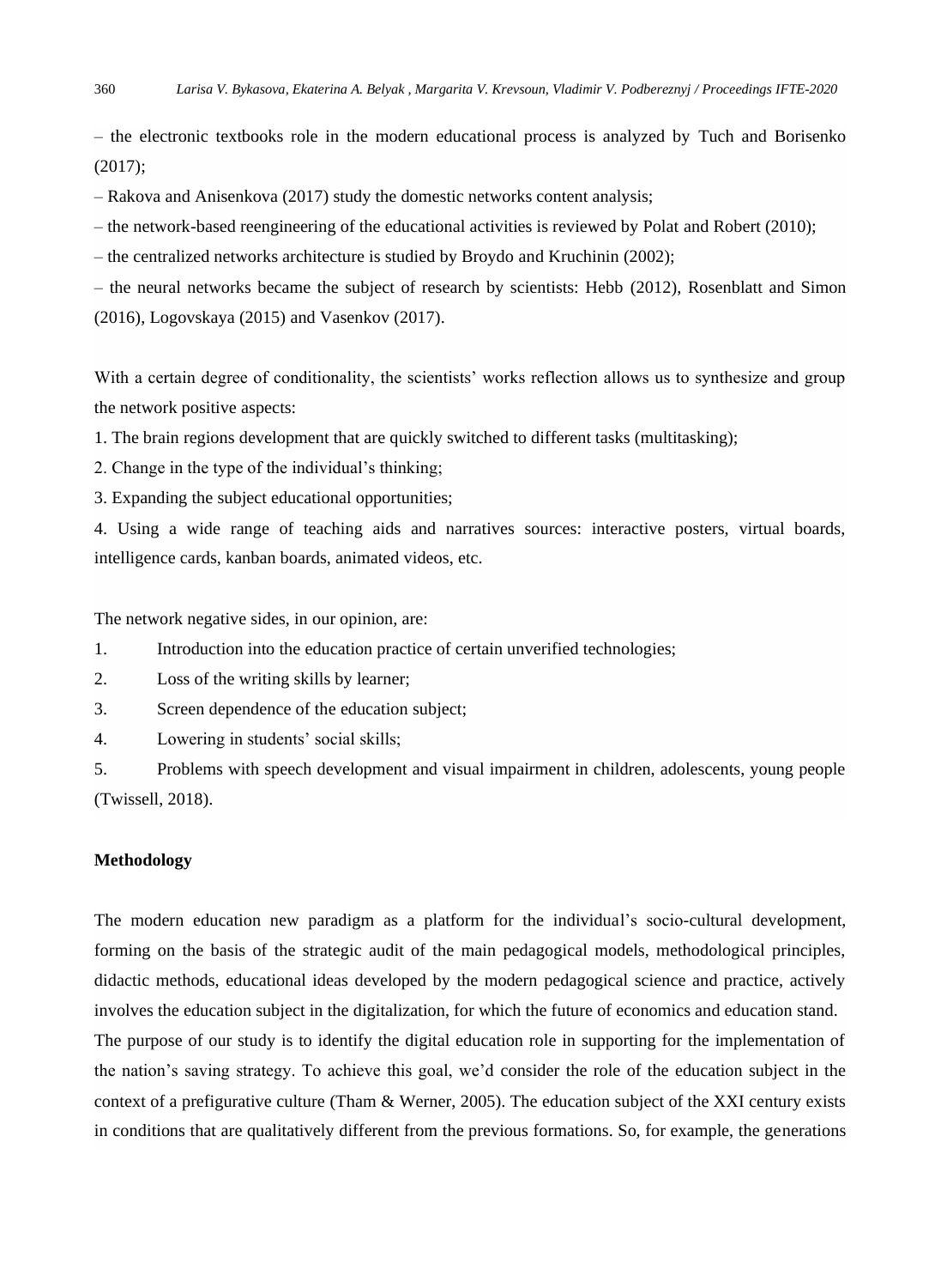– the electronic textbooks role in the modern educational process is analyzed by Tuch and Borisenko (2017);

– Rakova and Anisenkova (2017) study the domestic networks content analysis;

– the network-based reengineering of the educational activities is reviewed by Polat and Robert (2010);

– the centralized networks architecture is studied by Broydo and Kruchinin (2002);

– the neural networks became the subject of research by scientists: Hebb (2012), Rosenblatt and Simon (2016), Logovskaya (2015) and Vasenkov (2017).

With a certain degree of conditionality, the scientists' works reflection allows us to synthesize and group the network positive aspects:

1. The brain regions development that are quickly switched to different tasks (multitasking);
2. Change in the type of the individual's thinking;
3. Expanding the subject educational opportunities;
4. Using a wide range of teaching aids and narratives sources: interactive posters, virtual boards, intelligence cards, kanban boards, animated videos, etc.

The network negative sides, in our opinion, are:

1. Introduction into the education practice of certain unverified technologies;
2. Loss of the writing skills by learner;
3. Screen dependence of the education subject;
4. Lowering in students' social skills;
5. Problems with speech development and visual impairment in children, adolescents, young people (Twissell, 2018).

**Methodology**

The modern education new paradigm as a platform for the individual's socio-cultural development, forming on the basis of the strategic audit of the main pedagogical models, methodological principles, didactic methods, educational ideas developed by the modern pedagogical science and practice, actively involves the education subject in the digitalization, for which the future of economics and education stand.
The purpose of our study is to identify the digital education role in supporting for the implementation of the nation's saving strategy. To achieve this goal, we'd consider the role of the education subject in the context of a prefigurative culture (Tham & Werner, 2005). The education subject of the XXI century exists in conditions that are qualitatively different from the previous formations. So, for example, the generations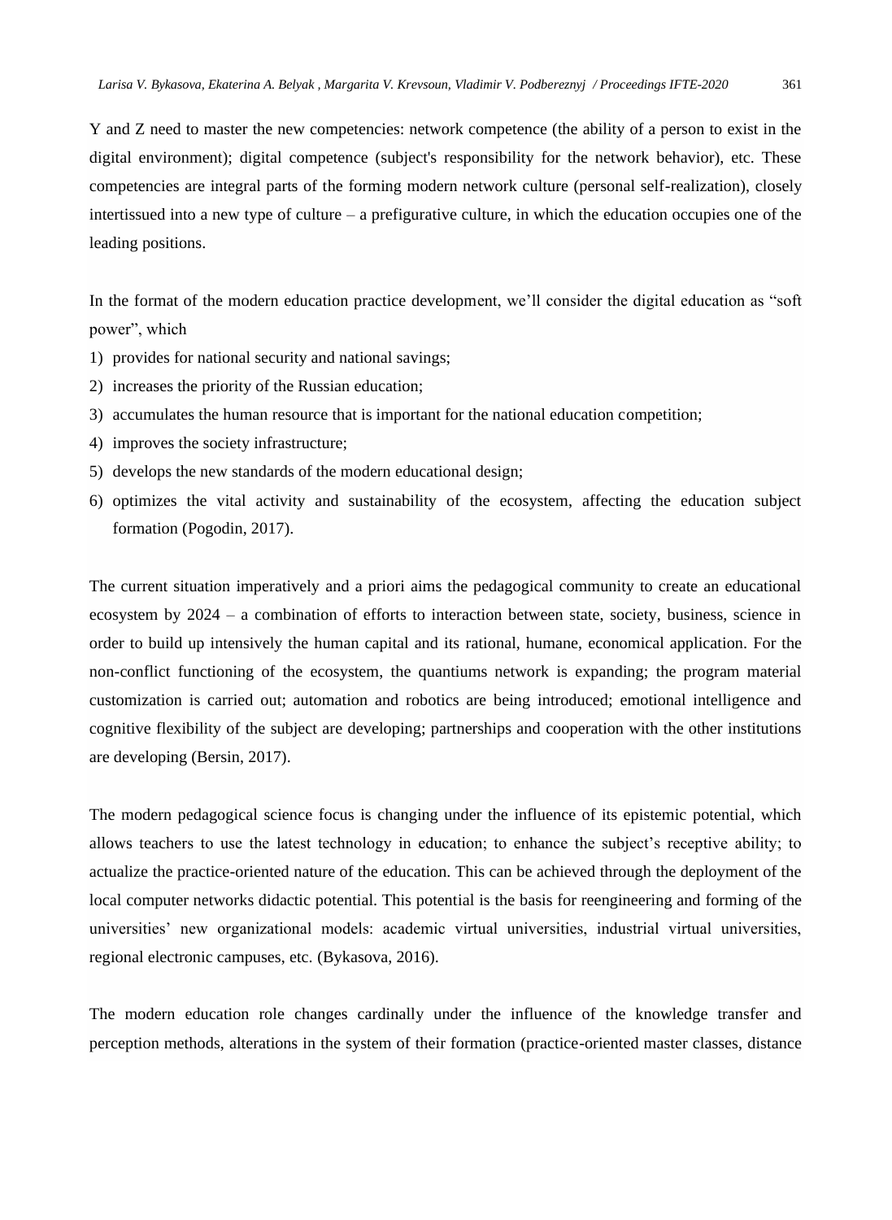Y and Z need to master the new competencies: network competence (the ability of a person to exist in the digital environment); digital competence (subject's responsibility for the network behavior), etc. These competencies are integral parts of the forming modern network culture (personal self-realization), closely intertissued into a new type of culture – a prefigurative culture, in which the education occupies one of the leading positions.

In the format of the modern education practice development, we'll consider the digital education as "soft power", which

1) provides for national security and national savings;
2) increases the priority of the Russian education;
3) accumulates the human resource that is important for the national education competition;
4) improves the society infrastructure;
5) develops the new standards of the modern educational design;
6) optimizes the vital activity and sustainability of the ecosystem, affecting the education subject formation (Pogodin, 2017).

The current situation imperatively and a priori aims the pedagogical community to create an educational ecosystem by 2024 – a combination of efforts to interaction between state, society, business, science in order to build up intensively the human capital and its rational, humane, economical application. For the non-conflict functioning of the ecosystem, the quantiums network is expanding; the program material customization is carried out; automation and robotics are being introduced; emotional intelligence and cognitive flexibility of the subject are developing; partnerships and cooperation with the other institutions are developing (Bersin, 2017).

The modern pedagogical science focus is changing under the influence of its epistemic potential, which allows teachers to use the latest technology in education; to enhance the subject's receptive ability; to actualize the practice-oriented nature of the education. This can be achieved through the deployment of the local computer networks didactic potential. This potential is the basis for reengineering and forming of the universities' new organizational models: academic virtual universities, industrial virtual universities, regional electronic campuses, etc. (Bykasova, 2016).

The modern education role changes cardinally under the influence of the knowledge transfer and perception methods, alterations in the system of their formation (practice-oriented master classes, distance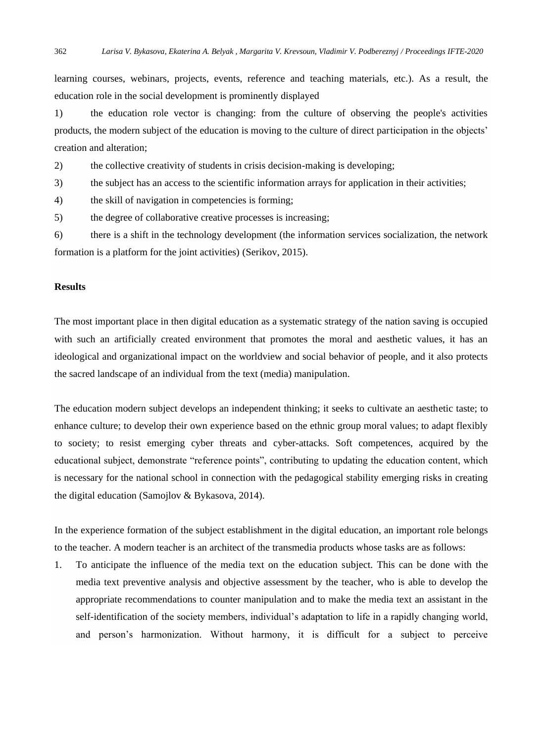learning courses, webinars, projects, events, reference and teaching materials, etc.). As a result, the education role in the social development is prominently displayed

1) the education role vector is changing: from the culture of observing the people's activities products, the modern subject of the education is moving to the culture of direct participation in the objects' creation and alteration;

2) the collective creativity of students in crisis decision-making is developing;

3) the subject has an access to the scientific information arrays for application in their activities;

4) the skill of navigation in competencies is forming;

5) the degree of collaborative creative processes is increasing;

6) there is a shift in the technology development (the information services socialization, the network formation is a platform for the joint activities) (Serikov, 2015).

**Results**

The most important place in then digital education as a systematic strategy of the nation saving is occupied with such an artificially created environment that promotes the moral and aesthetic values, it has an ideological and organizational impact on the worldview and social behavior of people, and it also protects the sacred landscape of an individual from the text (media) manipulation.

The education modern subject develops an independent thinking; it seeks to cultivate an aesthetic taste; to enhance culture; to develop their own experience based on the ethnic group moral values; to adapt flexibly to society; to resist emerging cyber threats and cyber-attacks. Soft competences, acquired by the educational subject, demonstrate "reference points", contributing to updating the education content, which is necessary for the national school in connection with the pedagogical stability emerging risks in creating the digital education (Samojlov & Bykasova, 2014).

In the experience formation of the subject establishment in the digital education, an important role belongs to the teacher. A modern teacher is an architect of the transmedia products whose tasks are as follows:

1. To anticipate the influence of the media text on the education subject. This can be done with the media text preventive analysis and objective assessment by the teacher, who is able to develop the appropriate recommendations to counter manipulation and to make the media text an assistant in the self-identification of the society members, individual's adaptation to life in a rapidly changing world, and person's harmonization. Without harmony, it is difficult for a subject to perceive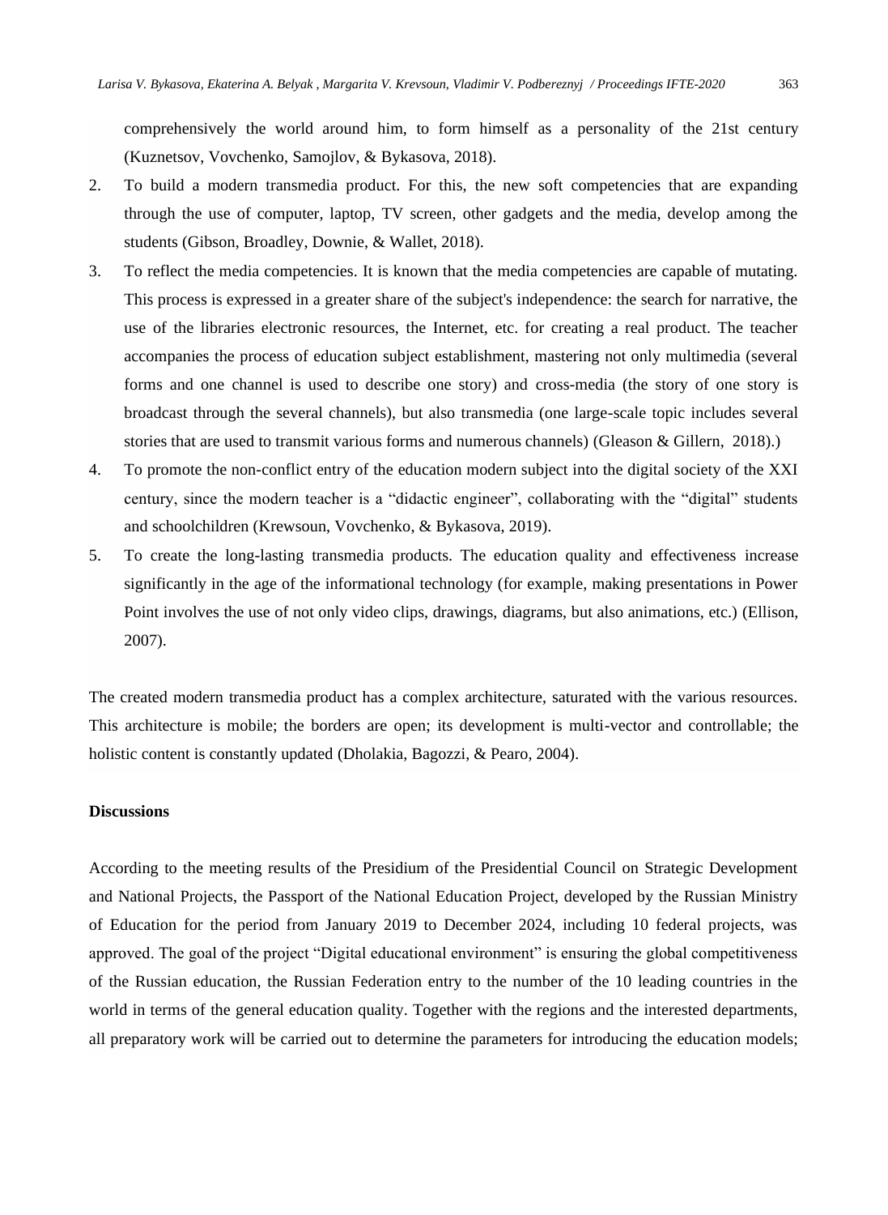comprehensively the world around him, to form himself as a personality of the 21st century (Kuznetsov, Vovchenko, Samojlov, & Bykasova, 2018).

2. To build a modern transmedia product. For this, the new soft competencies that are expanding through the use of computer, laptop, TV screen, other gadgets and the media, develop among the students (Gibson, Broadley, Downie, & Wallet, 2018).
3. To reflect the media competencies. It is known that the media competencies are capable of mutating. This process is expressed in a greater share of the subject's independence: the search for narrative, the use of the libraries electronic resources, the Internet, etc. for creating a real product. The teacher accompanies the process of education subject establishment, mastering not only multimedia (several forms and one channel is used to describe one story) and cross-media (the story of one story is broadcast through the several channels), but also transmedia (one large-scale topic includes several stories that are used to transmit various forms and numerous channels) (Gleason & Gillern, 2018).)
4. To promote the non-conflict entry of the education modern subject into the digital society of the XXI century, since the modern teacher is a "didactic engineer", collaborating with the "digital" students and schoolchildren (Krewsoun, Vovchenko, & Bykasova, 2019).
5. To create the long-lasting transmedia products. The education quality and effectiveness increase significantly in the age of the informational technology (for example, making presentations in Power Point involves the use of not only video clips, drawings, diagrams, but also animations, etc.) (Ellison, 2007).

The created modern transmedia product has a complex architecture, saturated with the various resources. This architecture is mobile; the borders are open; its development is multi-vector and controllable; the holistic content is constantly updated (Dholakia, Bagozzi, & Pearo, 2004).

**Discussions**

According to the meeting results of the Presidium of the Presidential Council on Strategic Development and National Projects, the Passport of the National Education Project, developed by the Russian Ministry of Education for the period from January 2019 to December 2024, including 10 federal projects, was approved. The goal of the project "Digital educational environment" is ensuring the global competitiveness of the Russian education, the Russian Federation entry to the number of the 10 leading countries in the world in terms of the general education quality. Together with the regions and the interested departments, all preparatory work will be carried out to determine the parameters for introducing the education models;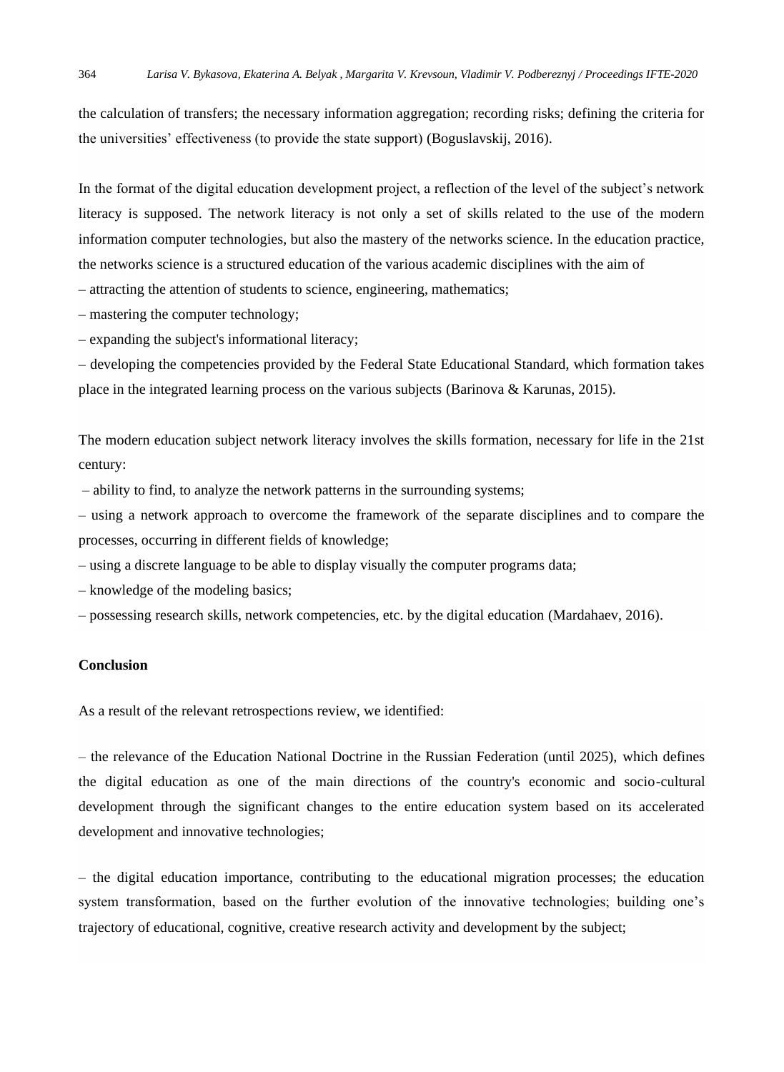the calculation of transfers; the necessary information aggregation; recording risks; defining the criteria for the universities' effectiveness (to provide the state support) (Boguslavskij, 2016).

In the format of the digital education development project, a reflection of the level of the subject's network literacy is supposed. The network literacy is not only a set of skills related to the use of the modern information computer technologies, but also the mastery of the networks science. In the education practice, the networks science is a structured education of the various academic disciplines with the aim of

– attracting the attention of students to science, engineering, mathematics;

– mastering the computer technology;

– expanding the subject's informational literacy;

– developing the competencies provided by the Federal State Educational Standard, which formation takes place in the integrated learning process on the various subjects (Barinova & Karunas, 2015).

The modern education subject network literacy involves the skills formation, necessary for life in the 21st century:

– ability to find, to analyze the network patterns in the surrounding systems;

– using a network approach to overcome the framework of the separate disciplines and to compare the processes, occurring in different fields of knowledge;

– using a discrete language to be able to display visually the computer programs data;

– knowledge of the modeling basics;

– possessing research skills, network competencies, etc. by the digital education (Mardahaev, 2016).

**Conclusion**

As a result of the relevant retrospections review, we identified:

– the relevance of the Education National Doctrine in the Russian Federation (until 2025), which defines the digital education as one of the main directions of the country's economic and socio-cultural development through the significant changes to the entire education system based on its accelerated development and innovative technologies;

– the digital education importance, contributing to the educational migration processes; the education system transformation, based on the further evolution of the innovative technologies; building one's trajectory of educational, cognitive, creative research activity and development by the subject;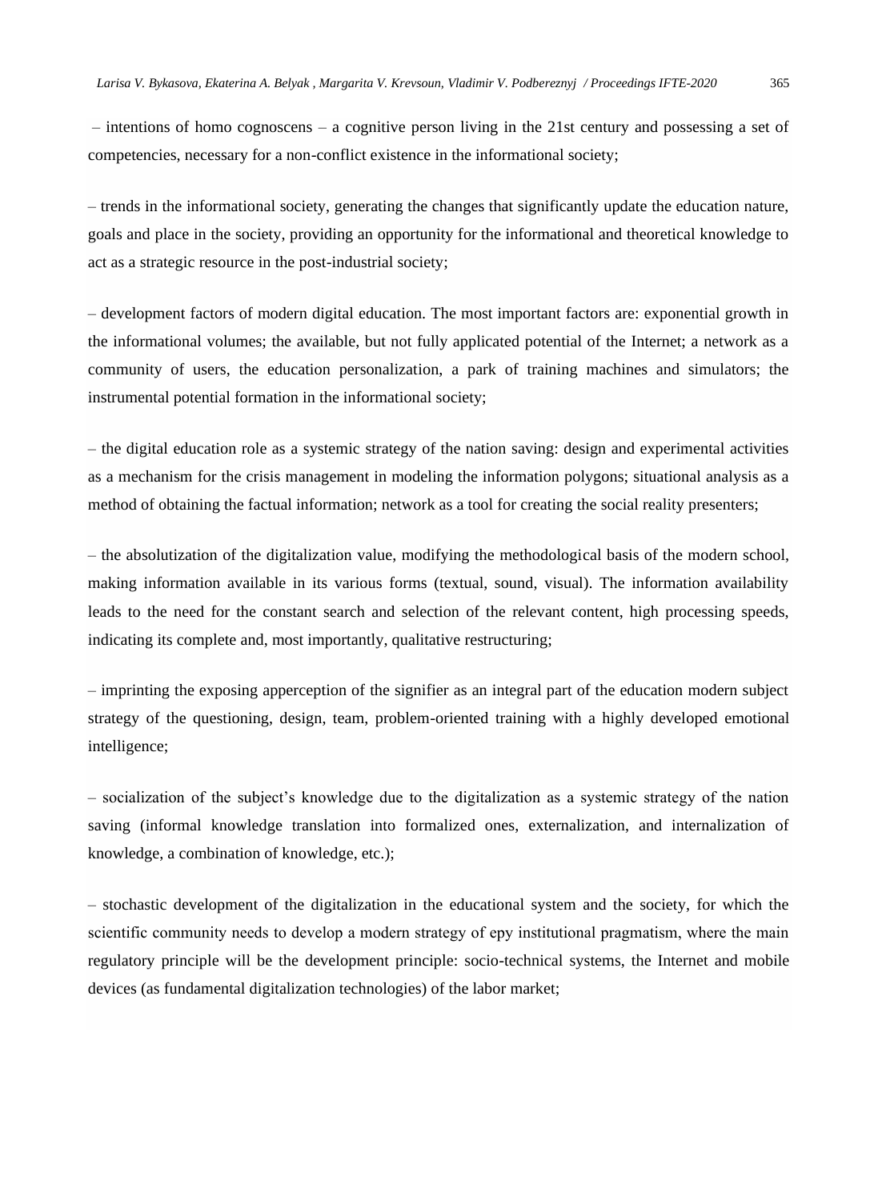– intentions of homo cognoscens – a cognitive person living in the 21st century and possessing a set of competencies, necessary for a non-conflict existence in the informational society;

– trends in the informational society, generating the changes that significantly update the education nature, goals and place in the society, providing an opportunity for the informational and theoretical knowledge to act as a strategic resource in the post-industrial society;

– development factors of modern digital education. The most important factors are: exponential growth in the informational volumes; the available, but not fully applicated potential of the Internet; a network as a community of users, the education personalization, a park of training machines and simulators; the instrumental potential formation in the informational society;

– the digital education role as a systemic strategy of the nation saving: design and experimental activities as a mechanism for the crisis management in modeling the information polygons; situational analysis as a method of obtaining the factual information; network as a tool for creating the social reality presenters;

– the absolutization of the digitalization value, modifying the methodological basis of the modern school, making information available in its various forms (textual, sound, visual). The information availability leads to the need for the constant search and selection of the relevant content, high processing speeds, indicating its complete and, most importantly, qualitative restructuring;

– imprinting the exposing apperception of the signifier as an integral part of the education modern subject strategy of the questioning, design, team, problem-oriented training with a highly developed emotional intelligence;

– socialization of the subject's knowledge due to the digitalization as a systemic strategy of the nation saving (informal knowledge translation into formalized ones, externalization, and internalization of knowledge, a combination of knowledge, etc.);

– stochastic development of the digitalization in the educational system and the society, for which the scientific community needs to develop a modern strategy of epy institutional pragmatism, where the main regulatory principle will be the development principle: socio-technical systems, the Internet and mobile devices (as fundamental digitalization technologies) of the labor market;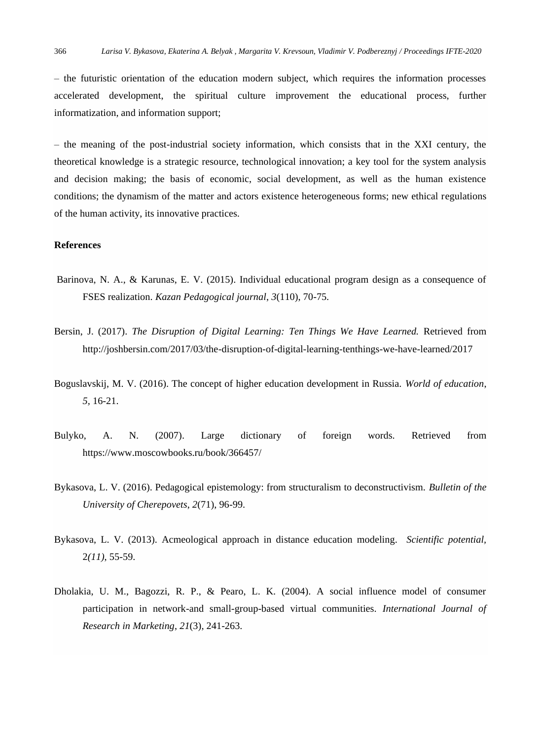– the futuristic orientation of the education modern subject, which requires the information processes accelerated development, the spiritual culture improvement the educational process, further informatization, and information support;

– the meaning of the post-industrial society information, which consists that in the XXI century, the theoretical knowledge is a strategic resource, technological innovation; a key tool for the system analysis and decision making; the basis of economic, social development, as well as the human existence conditions; the dynamism of the matter and actors existence heterogeneous forms; new ethical regulations of the human activity, its innovative practices.

**References**

Barinova, N. A., & Karunas, E. V. (2015). Individual educational program design as a consequence of FSES realization. *Kazan Pedagogical journal*, *3*(110), 70-75.

Bersin, J. (2017). *The Disruption of Digital Learning: Ten Things We Have Learned.* Retrieved from http://joshbersin.com/2017/03/the-disruption-of-digital-learning-tenthings-we-have-learned/2017

Boguslavskij, M. V. (2016). The concept of higher education development in Russia. *World of education*, *5*, 16-21.

Bulyko, A. N. (2007). Large dictionary of foreign words. Retrieved from https://www.moscowbooks.ru/book/366457/

Bykasova, L. V. (2016). Pedagogical epistemology: from structuralism to deconstructivism. *Bulletin of the University of Cherepovets*, *2*(71), 96-99.

Bykasova, L. V. (2013). Acmeological approach in distance education modeling. *Scientific potential*, 2*(11)*, 55-59.

Dholakia, U. M., Bagozzi, R. P., & Pearo, L. K. (2004). A social influence model of consumer participation in network-and small-group-based virtual communities. *International Journal of Research in Marketing*, *21*(3), 241-263.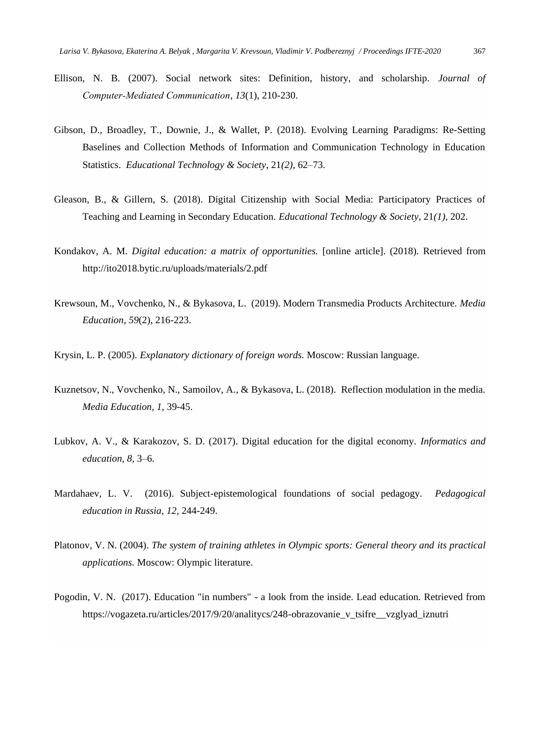Ellison, N. B. (2007). Social network sites: Definition, history, and scholarship. *Journal of Computer-Mediated Communication*, *13*(1), 210-230.

Gibson, D., Broadley, T., Downie, J., & Wallet, P. (2018). Evolving Learning Paradigms: Re-Setting Baselines and Collection Methods of Information and Communication Technology in Education Statistics. *Educational Technology & Society*, 21*(2)*, 62–73.

Gleason, B., & Gillern, S. (2018). Digital Citizenship with Social Media: Participatory Practices of Teaching and Learning in Secondary Education. *Educational Technology & Society*, 21*(1)*, 202.

Kondakov, A. M. *Digital education: a matrix of opportunities.* [online article]. (2018). Retrieved from http://ito2018.bytic.ru/uploads/materials/2.pdf

Krewsoun, M., Vovchenko, N., & Bykasova, L. (2019). Modern Transmedia Products Architecture. *Media Education*, *59*(2), 216-223.

Krysin, L. P. (2005). *Explanatory dictionary of foreign words.* Moscow: Russian language.

Kuznetsov, N., Vovchenko, N., Samoilov, A., & Bykasova, L. (2018). Reflection modulation in the media. *Media Education, 1*, 39-45.

Lubkov, A. V., & Karakozov, S. D. (2017). Digital education for the digital economy. *Informatics and education*, *8*, 3–6.

Mardahaev, L. V. (2016). Subject-epistemological foundations of social pedagogy. *Pedagogical education in Russia*, *12*, 244-249.

Platonov, V. N. (2004). *The system of training athletes in Olympic sports: General theory and its practical applications.* Moscow: Olympic literature.

Pogodin, V. N. (2017). Education "in numbers" - a look from the inside. Lead education. Retrieved from https://vogazeta.ru/articles/2017/9/20/analitycs/248-obrazovanie_v_tsifre__vzglyad_iznutri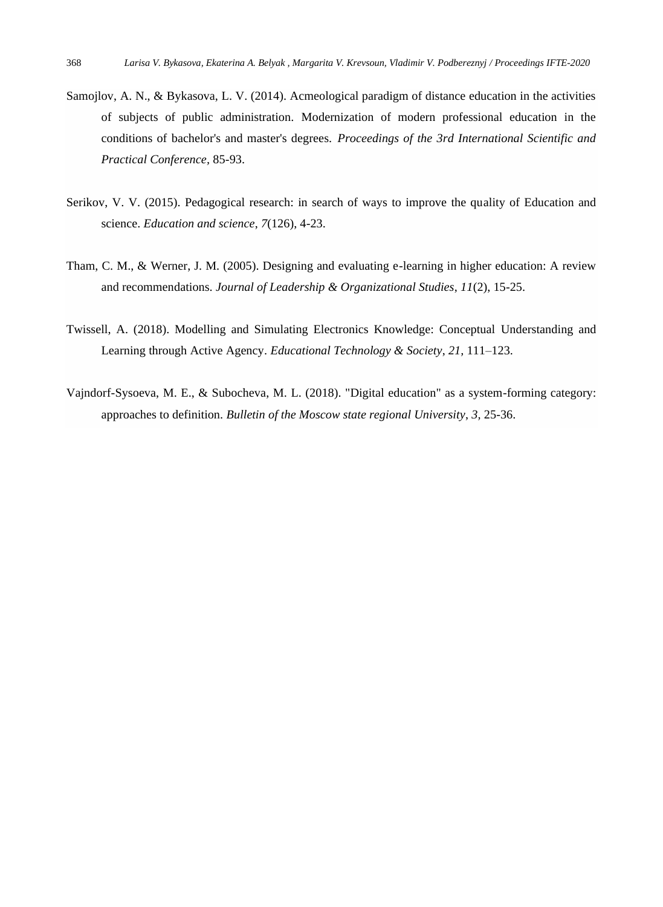Samojlov, A. N., & Bykasova, L. V. (2014). Acmeological paradigm of distance education in the activities of subjects of public administration. Modernization of modern professional education in the conditions of bachelor's and master's degrees. *Proceedings of the 3rd International Scientific and Practical Conference*, 85-93.

Serikov, V. V. (2015). Pedagogical research: in search of ways to improve the quality of Education and science. *Education and science*, *7*(126), 4-23.

Tham, C. M., & Werner, J. M. (2005). Designing and evaluating e-learning in higher education: A review and recommendations. *Journal of Leadership & Organizational Studies*, *11*(2), 15-25.

Twissell, A. (2018). Modelling and Simulating Electronics Knowledge: Conceptual Understanding and Learning through Active Agency. *Educational Technology & Society*, *21*, 111–123.

Vajndorf-Sysoeva, M. E., & Subocheva, M. L. (2018). "Digital education" as a system-forming category: approaches to definition. *Bulletin of the Moscow state regional University*, *3*, 25-36.